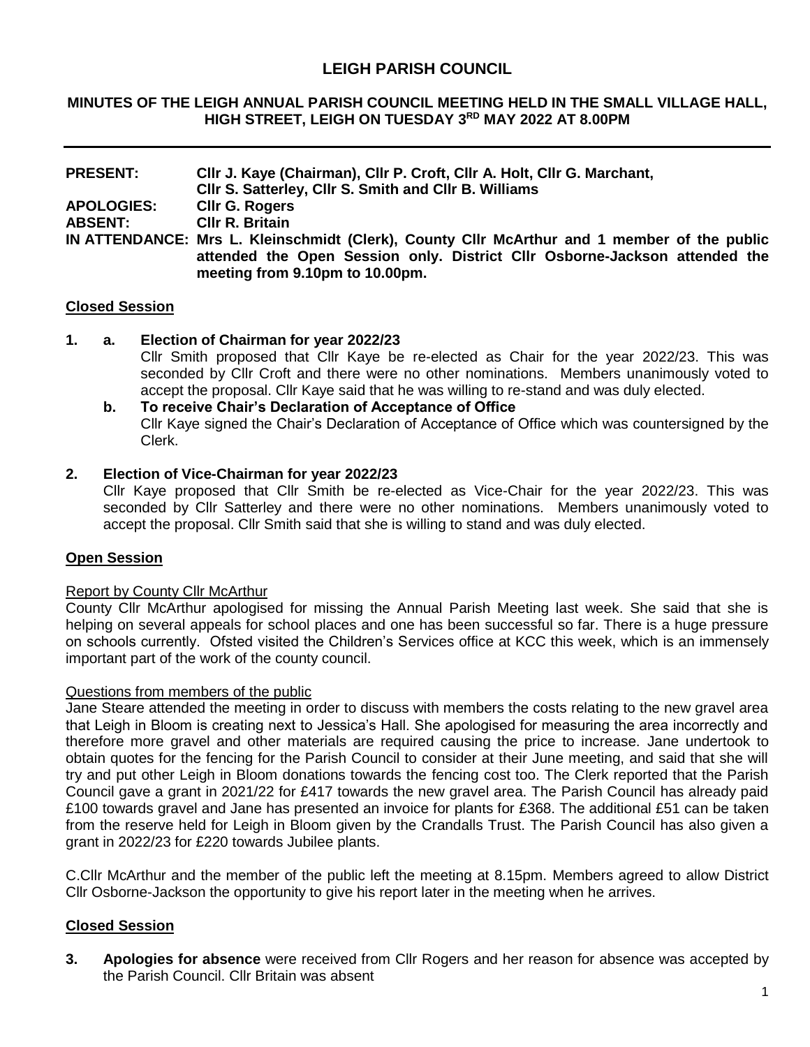# LEIGH PARISH COUNCIL

## MINUTES OF THE LEIGH ANNUAL PARISH COUNCIL MEETING HELD IN THE SMALL VILLAGE HALL, HIGH STREET, LEIGH ON TUESDAY 3RD MAY 2022 AT 8.00PM

**PRESENT:** **Cllr J. Kaye (Chairman), Cllr P. Croft, Cllr A. Holt, Cllr G. Marchant, Cllr S. Satterley, Cllr S. Smith and Cllr B. Williams**

**APOLOGIES:** **Cllr G. Rogers**

**ABSENT:** **Cllr R. Britain**

**IN ATTENDANCE:** **Mrs L. Kleinschmidt (Clerk), County Cllr McArthur and 1 member of the public attended the Open Session only. District Cllr Osborne-Jackson attended the meeting from 9.10pm to 10.00pm.**

### Closed Session

**1. a. Election of Chairman for year 2022/23**

Cllr Smith proposed that Cllr Kaye be re-elected as Chair for the year 2022/23. This was seconded by Cllr Croft and there were no other nominations. Members unanimously voted to accept the proposal. Cllr Kaye said that he was willing to re-stand and was duly elected.

**b. To receive Chair's Declaration of Acceptance of Office**

Cllr Kaye signed the Chair's Declaration of Acceptance of Office which was countersigned by the Clerk.

**2. Election of Vice-Chairman for year 2022/23**

Cllr Kaye proposed that Cllr Smith be re-elected as Vice-Chair for the year 2022/23. This was seconded by Cllr Satterley and there were no other nominations. Members unanimously voted to accept the proposal. Cllr Smith said that she is willing to stand and was duly elected.

### Open Session

Report by County Cllr McArthur

County Cllr McArthur apologised for missing the Annual Parish Meeting last week. She said that she is helping on several appeals for school places and one has been successful so far. There is a huge pressure on schools currently. Ofsted visited the Children's Services office at KCC this week, which is an immensely important part of the work of the county council.

Questions from members of the public

Jane Steare attended the meeting in order to discuss with members the costs relating to the new gravel area that Leigh in Bloom is creating next to Jessica's Hall. She apologised for measuring the area incorrectly and therefore more gravel and other materials are required causing the price to increase. Jane undertook to obtain quotes for the fencing for the Parish Council to consider at their June meeting, and said that she will try and put other Leigh in Bloom donations towards the fencing cost too. The Clerk reported that the Parish Council gave a grant in 2021/22 for £417 towards the new gravel area. The Parish Council has already paid £100 towards gravel and Jane has presented an invoice for plants for £368. The additional £51 can be taken from the reserve held for Leigh in Bloom given by the Crandalls Trust. The Parish Council has also given a grant in 2022/23 for £220 towards Jubilee plants.

C.Cllr McArthur and the member of the public left the meeting at 8.15pm. Members agreed to allow District Cllr Osborne-Jackson the opportunity to give his report later in the meeting when he arrives.

### Closed Session

**3. Apologies for absence** were received from Cllr Rogers and her reason for absence was accepted by the Parish Council. Cllr Britain was absent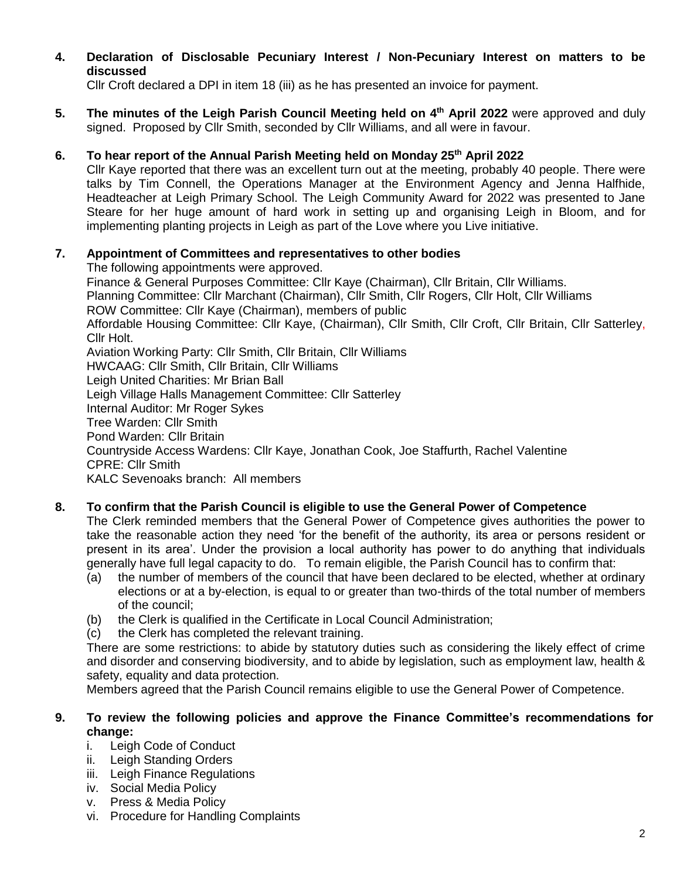**4. Declaration of Disclosable Pecuniary Interest / Non-Pecuniary Interest on matters to be discussed**

Cllr Croft declared a DPI in item 18 (iii) as he has presented an invoice for payment.

**5. The minutes of the Leigh Parish Council Meeting held on 4th April 2022** were approved and duly signed. Proposed by Cllr Smith, seconded by Cllr Williams, and all were in favour.

**6. To hear report of the Annual Parish Meeting held on Monday 25th April 2022**

Cllr Kaye reported that there was an excellent turn out at the meeting, probably 40 people. There were talks by Tim Connell, the Operations Manager at the Environment Agency and Jenna Halfhide, Headteacher at Leigh Primary School. The Leigh Community Award for 2022 was presented to Jane Steare for her huge amount of hard work in setting up and organising Leigh in Bloom, and for implementing planting projects in Leigh as part of the Love where you Live initiative.

**7. Appointment of Committees and representatives to other bodies**

The following appointments were approved.

Finance & General Purposes Committee: Cllr Kaye (Chairman), Cllr Britain, Cllr Williams.
Planning Committee: Cllr Marchant (Chairman), Cllr Smith, Cllr Rogers, Cllr Holt, Cllr Williams
ROW Committee: Cllr Kaye (Chairman), members of public
Affordable Housing Committee: Cllr Kaye, (Chairman), Cllr Smith, Cllr Croft, Cllr Britain, Cllr Satterley, Cllr Holt.
Aviation Working Party: Cllr Smith, Cllr Britain, Cllr Williams
HWCAAG: Cllr Smith, Cllr Britain, Cllr Williams
Leigh United Charities: Mr Brian Ball
Leigh Village Halls Management Committee: Cllr Satterley
Internal Auditor: Mr Roger Sykes
Tree Warden: Cllr Smith
Pond Warden: Cllr Britain
Countryside Access Wardens: Cllr Kaye, Jonathan Cook, Joe Staffurth, Rachel Valentine
CPRE: Cllr Smith
KALC Sevenoaks branch: All members

**8. To confirm that the Parish Council is eligible to use the General Power of Competence**

The Clerk reminded members that the General Power of Competence gives authorities the power to take the reasonable action they need 'for the benefit of the authority, its area or persons resident or present in its area'. Under the provision a local authority has power to do anything that individuals generally have full legal capacity to do. To remain eligible, the Parish Council has to confirm that:

(a) the number of members of the council that have been declared to be elected, whether at ordinary elections or at a by-election, is equal to or greater than two-thirds of the total number of members of the council;
(b) the Clerk is qualified in the Certificate in Local Council Administration;
(c) the Clerk has completed the relevant training.

There are some restrictions: to abide by statutory duties such as considering the likely effect of crime and disorder and conserving biodiversity, and to abide by legislation, such as employment law, health & safety, equality and data protection.

Members agreed that the Parish Council remains eligible to use the General Power of Competence.

**9. To review the following policies and approve the Finance Committee's recommendations for change:**

i. Leigh Code of Conduct
ii. Leigh Standing Orders
iii. Leigh Finance Regulations
iv. Social Media Policy
v. Press & Media Policy
vi. Procedure for Handling Complaints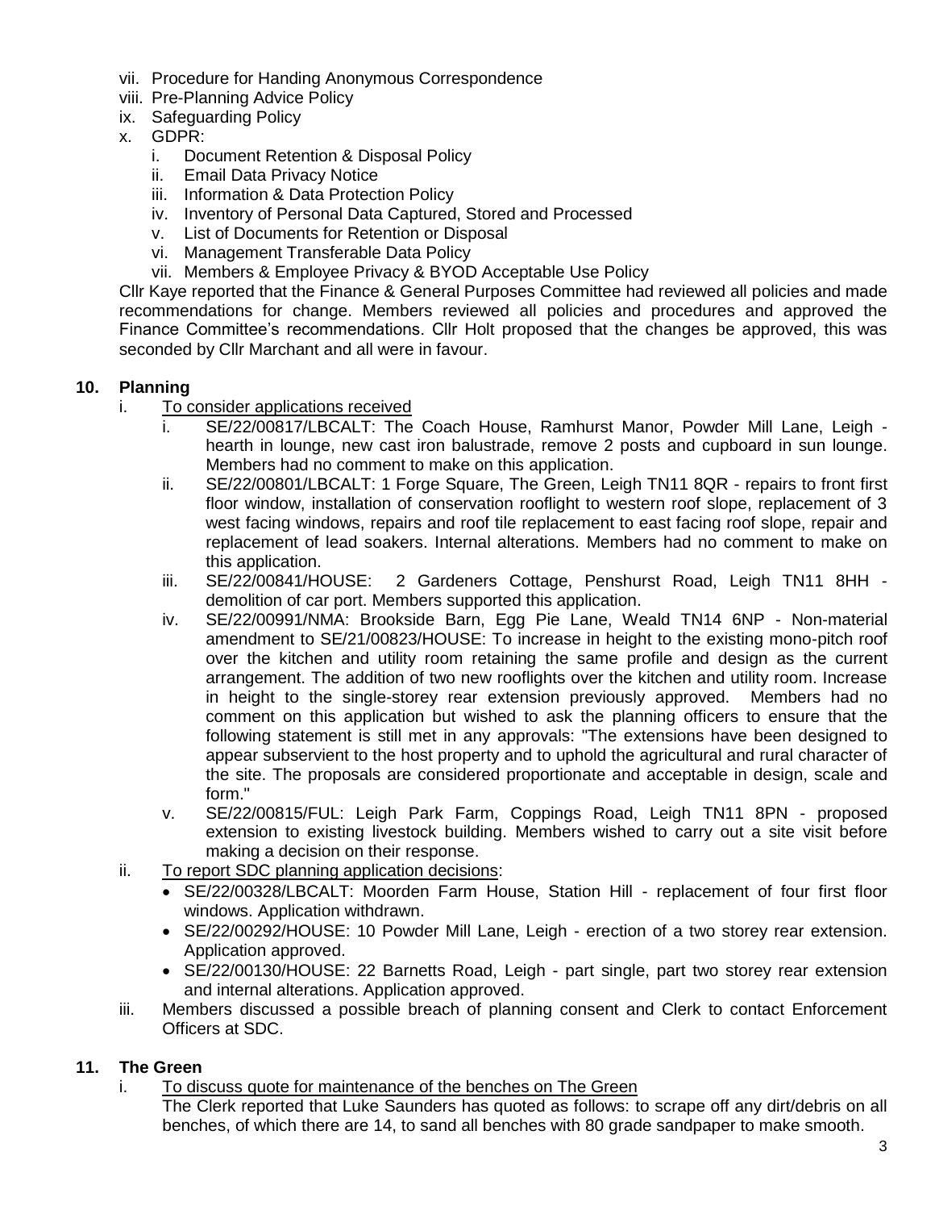vii. Procedure for Handing Anonymous Correspondence
viii. Pre-Planning Advice Policy
ix. Safeguarding Policy
x. GDPR:
   i. Document Retention & Disposal Policy
   ii. Email Data Privacy Notice
   iii. Information & Data Protection Policy
   iv. Inventory of Personal Data Captured, Stored and Processed
   v. List of Documents for Retention or Disposal
   vi. Management Transferable Data Policy
   vii. Members & Employee Privacy & BYOD Acceptable Use Policy

Cllr Kaye reported that the Finance & General Purposes Committee had reviewed all policies and made recommendations for change. Members reviewed all policies and procedures and approved the Finance Committee's recommendations. Cllr Holt proposed that the changes be approved, this was seconded by Cllr Marchant and all were in favour.

## 10. Planning

i. To consider applications received
   i. SE/22/00817/LBCALT: The Coach House, Ramhurst Manor, Powder Mill Lane, Leigh - hearth in lounge, new cast iron balustrade, remove 2 posts and cupboard in sun lounge. Members had no comment to make on this application.
   ii. SE/22/00801/LBCALT: 1 Forge Square, The Green, Leigh TN11 8QR - repairs to front first floor window, installation of conservation rooflight to western roof slope, replacement of 3 west facing windows, repairs and roof tile replacement to east facing roof slope, repair and replacement of lead soakers. Internal alterations. Members had no comment to make on this application.
   iii. SE/22/00841/HOUSE: 2 Gardeners Cottage, Penshurst Road, Leigh TN11 8HH - demolition of car port. Members supported this application.
   iv. SE/22/00991/NMA: Brookside Barn, Egg Pie Lane, Weald TN14 6NP - Non-material amendment to SE/21/00823/HOUSE: To increase in height to the existing mono-pitch roof over the kitchen and utility room retaining the same profile and design as the current arrangement. The addition of two new rooflights over the kitchen and utility room. Increase in height to the single-storey rear extension previously approved. Members had no comment on this application but wished to ask the planning officers to ensure that the following statement is still met in any approvals: "The extensions have been designed to appear subservient to the host property and to uphold the agricultural and rural character of the site. The proposals are considered proportionate and acceptable in design, scale and form."
   v. SE/22/00815/FUL: Leigh Park Farm, Coppings Road, Leigh TN11 8PN - proposed extension to existing livestock building. Members wished to carry out a site visit before making a decision on their response.

ii. To report SDC planning application decisions:
   - SE/22/00328/LBCALT: Moorden Farm House, Station Hill - replacement of four first floor windows. Application withdrawn.
   - SE/22/00292/HOUSE: 10 Powder Mill Lane, Leigh - erection of a two storey rear extension. Application approved.
   - SE/22/00130/HOUSE: 22 Barnetts Road, Leigh - part single, part two storey rear extension and internal alterations. Application approved.

iii. Members discussed a possible breach of planning consent and Clerk to contact Enforcement Officers at SDC.

## 11. The Green

i. To discuss quote for maintenance of the benches on The Green
   The Clerk reported that Luke Saunders has quoted as follows: to scrape off any dirt/debris on all benches, of which there are 14, to sand all benches with 80 grade sandpaper to make smooth.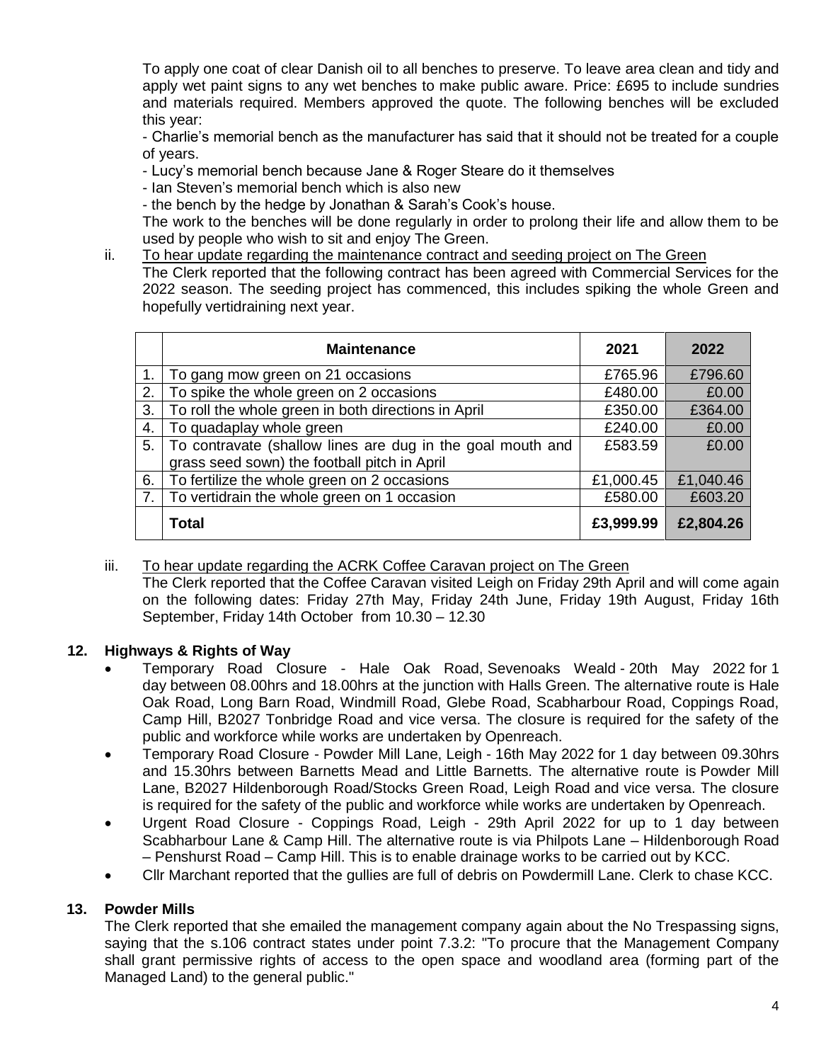To apply one coat of clear Danish oil to all benches to preserve. To leave area clean and tidy and apply wet paint signs to any wet benches to make public aware. Price: £695 to include sundries and materials required. Members approved the quote. The following benches will be excluded this year:

- Charlie's memorial bench as the manufacturer has said that it should not be treated for a couple of years.
- Lucy's memorial bench because Jane & Roger Steare do it themselves
- Ian Steven's memorial bench which is also new
- the bench by the hedge by Jonathan & Sarah's Cook's house.

The work to the benches will be done regularly in order to prolong their life and allow them to be used by people who wish to sit and enjoy The Green.

ii. To hear update regarding the maintenance contract and seeding project on The Green

The Clerk reported that the following contract has been agreed with Commercial Services for the 2022 season. The seeding project has commenced, this includes spiking the whole Green and hopefully vertidraining next year.

| | Maintenance | 2021 | 2022 |
|---|---|---|---|
| 1. | To gang mow green on 21 occasions | £765.96 | £796.60 |
| 2. | To spike the whole green on 2 occasions | £480.00 | £0.00 |
| 3. | To roll the whole green in both directions in April | £350.00 | £364.00 |
| 4. | To quadaplay whole green | £240.00 | £0.00 |
| 5. | To contravate (shallow lines are dug in the goal mouth and grass seed sown) the football pitch in April | £583.59 | £0.00 |
| 6. | To fertilize the whole green on 2 occasions | £1,000.45 | £1,040.46 |
| 7. | To vertidrain the whole green on 1 occasion | £580.00 | £603.20 |
| | **Total** | **£3,999.99** | **£2,804.26** |

iii. To hear update regarding the ACRK Coffee Caravan project on The Green

The Clerk reported that the Coffee Caravan visited Leigh on Friday 29th April and will come again on the following dates: Friday 27th May, Friday 24th June, Friday 19th August, Friday 16th September, Friday 14th October from 10.30 – 12.30

## 12. Highways & Rights of Way

- Temporary Road Closure - Hale Oak Road, Sevenoaks Weald - 20th May 2022 for 1 day between 08.00hrs and 18.00hrs at the junction with Halls Green. The alternative route is Hale Oak Road, Long Barn Road, Windmill Road, Glebe Road, Scabharbour Road, Coppings Road, Camp Hill, B2027 Tonbridge Road and vice versa. The closure is required for the safety of the public and workforce while works are undertaken by Openreach.
- Temporary Road Closure - Powder Mill Lane, Leigh - 16th May 2022 for 1 day between 09.30hrs and 15.30hrs between Barnetts Mead and Little Barnetts. The alternative route is Powder Mill Lane, B2027 Hildenborough Road/Stocks Green Road, Leigh Road and vice versa. The closure is required for the safety of the public and workforce while works are undertaken by Openreach.
- Urgent Road Closure - Coppings Road, Leigh - 29th April 2022 for up to 1 day between Scabharbour Lane & Camp Hill. The alternative route is via Philpots Lane – Hildenborough Road – Penshurst Road – Camp Hill. This is to enable drainage works to be carried out by KCC.
- Cllr Marchant reported that the gullies are full of debris on Powdermill Lane. Clerk to chase KCC.

## 13. Powder Mills

The Clerk reported that she emailed the management company again about the No Trespassing signs, saying that the s.106 contract states under point 7.3.2: "To procure that the Management Company shall grant permissive rights of access to the open space and woodland area (forming part of the Managed Land) to the general public."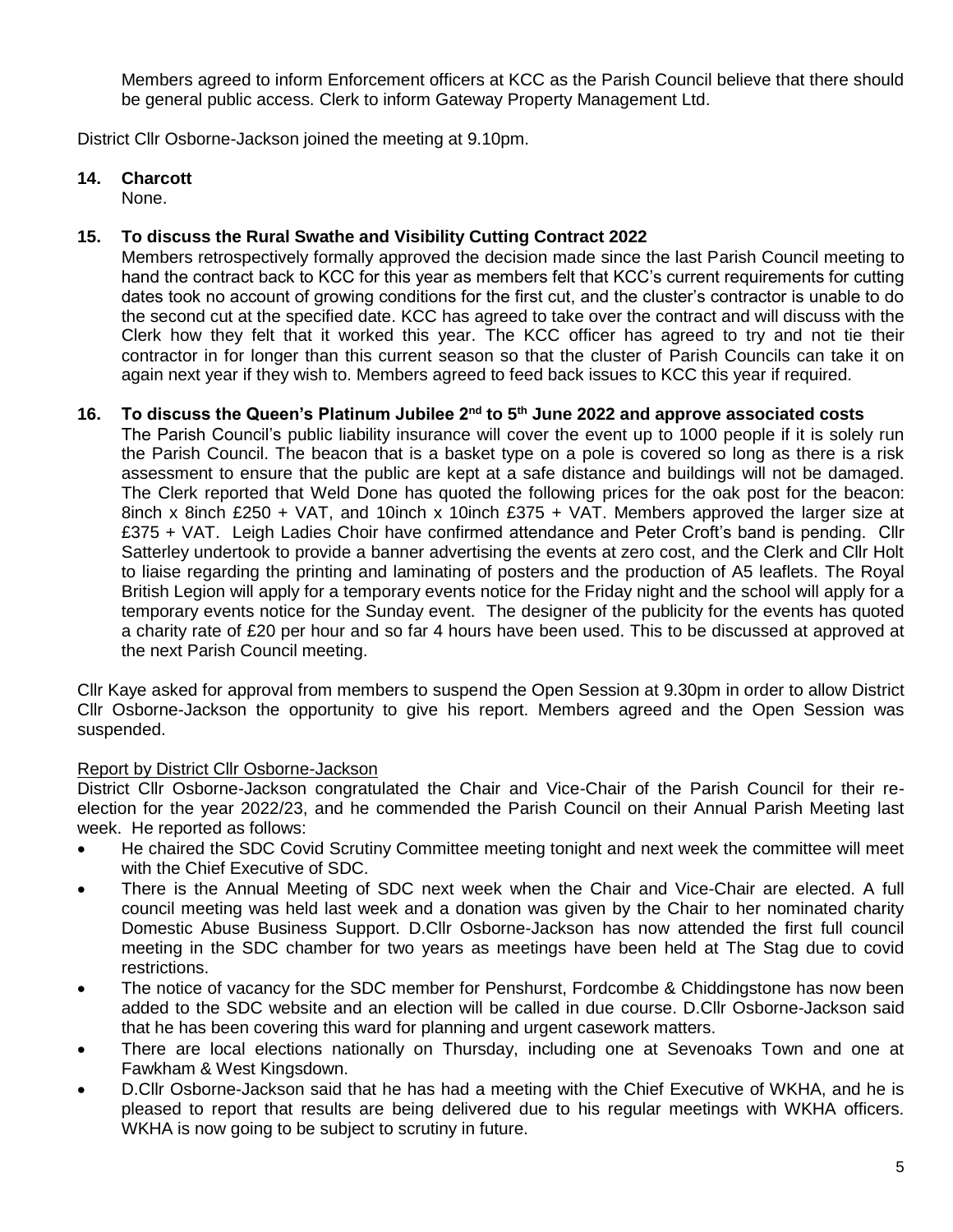Members agreed to inform Enforcement officers at KCC as the Parish Council believe that there should be general public access. Clerk to inform Gateway Property Management Ltd.

District Cllr Osborne-Jackson joined the meeting at 9.10pm.

**14. Charcott**

None.

**15. To discuss the Rural Swathe and Visibility Cutting Contract 2022**

Members retrospectively formally approved the decision made since the last Parish Council meeting to hand the contract back to KCC for this year as members felt that KCC's current requirements for cutting dates took no account of growing conditions for the first cut, and the cluster's contractor is unable to do the second cut at the specified date. KCC has agreed to take over the contract and will discuss with the Clerk how they felt that it worked this year. The KCC officer has agreed to try and not tie their contractor in for longer than this current season so that the cluster of Parish Councils can take it on again next year if they wish to. Members agreed to feed back issues to KCC this year if required.

**16. To discuss the Queen's Platinum Jubilee 2nd to 5th June 2022 and approve associated costs**

The Parish Council's public liability insurance will cover the event up to 1000 people if it is solely run the Parish Council. The beacon that is a basket type on a pole is covered so long as there is a risk assessment to ensure that the public are kept at a safe distance and buildings will not be damaged. The Clerk reported that Weld Done has quoted the following prices for the oak post for the beacon: 8inch x 8inch £250 + VAT, and 10inch x 10inch £375 + VAT. Members approved the larger size at £375 + VAT. Leigh Ladies Choir have confirmed attendance and Peter Croft's band is pending. Cllr Satterley undertook to provide a banner advertising the events at zero cost, and the Clerk and Cllr Holt to liaise regarding the printing and laminating of posters and the production of A5 leaflets. The Royal British Legion will apply for a temporary events notice for the Friday night and the school will apply for a temporary events notice for the Sunday event. The designer of the publicity for the events has quoted a charity rate of £20 per hour and so far 4 hours have been used. This to be discussed at approved at the next Parish Council meeting.

Cllr Kaye asked for approval from members to suspend the Open Session at 9.30pm in order to allow District Cllr Osborne-Jackson the opportunity to give his report. Members agreed and the Open Session was suspended.

Report by District Cllr Osborne-Jackson

District Cllr Osborne-Jackson congratulated the Chair and Vice-Chair of the Parish Council for their re-election for the year 2022/23, and he commended the Parish Council on their Annual Parish Meeting last week. He reported as follows:

- He chaired the SDC Covid Scrutiny Committee meeting tonight and next week the committee will meet with the Chief Executive of SDC.
- There is the Annual Meeting of SDC next week when the Chair and Vice-Chair are elected. A full council meeting was held last week and a donation was given by the Chair to her nominated charity Domestic Abuse Business Support. D.Cllr Osborne-Jackson has now attended the first full council meeting in the SDC chamber for two years as meetings have been held at The Stag due to covid restrictions.
- The notice of vacancy for the SDC member for Penshurst, Fordcombe & Chiddingstone has now been added to the SDC website and an election will be called in due course. D.Cllr Osborne-Jackson said that he has been covering this ward for planning and urgent casework matters.
- There are local elections nationally on Thursday, including one at Sevenoaks Town and one at Fawkham & West Kingsdown.
- D.Cllr Osborne-Jackson said that he has had a meeting with the Chief Executive of WKHA, and he is pleased to report that results are being delivered due to his regular meetings with WKHA officers. WKHA is now going to be subject to scrutiny in future.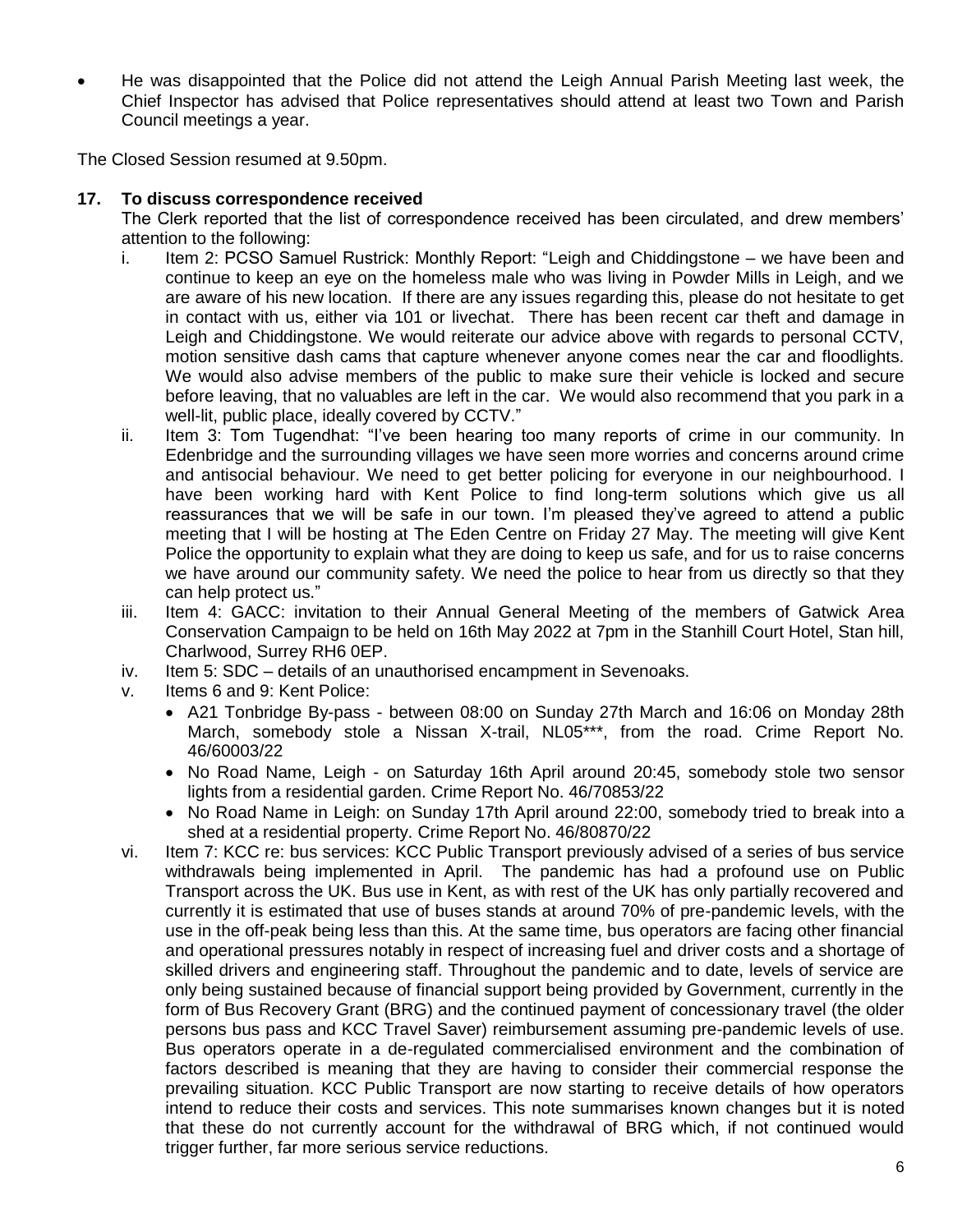- He was disappointed that the Police did not attend the Leigh Annual Parish Meeting last week, the Chief Inspector has advised that Police representatives should attend at least two Town and Parish Council meetings a year.

The Closed Session resumed at 9.50pm.

**17. To discuss correspondence received**

The Clerk reported that the list of correspondence received has been circulated, and drew members' attention to the following:

i. Item 2: PCSO Samuel Rustrick: Monthly Report: "Leigh and Chiddingstone – we have been and continue to keep an eye on the homeless male who was living in Powder Mills in Leigh, and we are aware of his new location. If there are any issues regarding this, please do not hesitate to get in contact with us, either via 101 or livechat. There has been recent car theft and damage in Leigh and Chiddingstone. We would reiterate our advice above with regards to personal CCTV, motion sensitive dash cams that capture whenever anyone comes near the car and floodlights. We would also advise members of the public to make sure their vehicle is locked and secure before leaving, that no valuables are left in the car. We would also recommend that you park in a well-lit, public place, ideally covered by CCTV."

ii. Item 3: Tom Tugendhat: "I've been hearing too many reports of crime in our community. In Edenbridge and the surrounding villages we have seen more worries and concerns around crime and antisocial behaviour. We need to get better policing for everyone in our neighbourhood. I have been working hard with Kent Police to find long-term solutions which give us all reassurances that we will be safe in our town. I'm pleased they've agreed to attend a public meeting that I will be hosting at The Eden Centre on Friday 27 May. The meeting will give Kent Police the opportunity to explain what they are doing to keep us safe, and for us to raise concerns we have around our community safety. We need the police to hear from us directly so that they can help protect us."

iii. Item 4: GACC: invitation to their Annual General Meeting of the members of Gatwick Area Conservation Campaign to be held on 16th May 2022 at 7pm in the Stanhill Court Hotel, Stan hill, Charlwood, Surrey RH6 0EP.

iv. Item 5: SDC – details of an unauthorised encampment in Sevenoaks.

v. Items 6 and 9: Kent Police:
   - A21 Tonbridge By-pass - between 08:00 on Sunday 27th March and 16:06 on Monday 28th March, somebody stole a Nissan X-trail, NL05***, from the road. Crime Report No. 46/60003/22
   - No Road Name, Leigh - on Saturday 16th April around 20:45, somebody stole two sensor lights from a residential garden. Crime Report No. 46/70853/22
   - No Road Name in Leigh: on Sunday 17th April around 22:00, somebody tried to break into a shed at a residential property. Crime Report No. 46/80870/22

vi. Item 7: KCC re: bus services: KCC Public Transport previously advised of a series of bus service withdrawals being implemented in April. The pandemic has had a profound use on Public Transport across the UK. Bus use in Kent, as with rest of the UK has only partially recovered and currently it is estimated that use of buses stands at around 70% of pre-pandemic levels, with the use in the off-peak being less than this. At the same time, bus operators are facing other financial and operational pressures notably in respect of increasing fuel and driver costs and a shortage of skilled drivers and engineering staff. Throughout the pandemic and to date, levels of service are only being sustained because of financial support being provided by Government, currently in the form of Bus Recovery Grant (BRG) and the continued payment of concessionary travel (the older persons bus pass and KCC Travel Saver) reimbursement assuming pre-pandemic levels of use. Bus operators operate in a de-regulated commercialised environment and the combination of factors described is meaning that they are having to consider their commercial response the prevailing situation. KCC Public Transport are now starting to receive details of how operators intend to reduce their costs and services. This note summarises known changes but it is noted that these do not currently account for the withdrawal of BRG which, if not continued would trigger further, far more serious service reductions.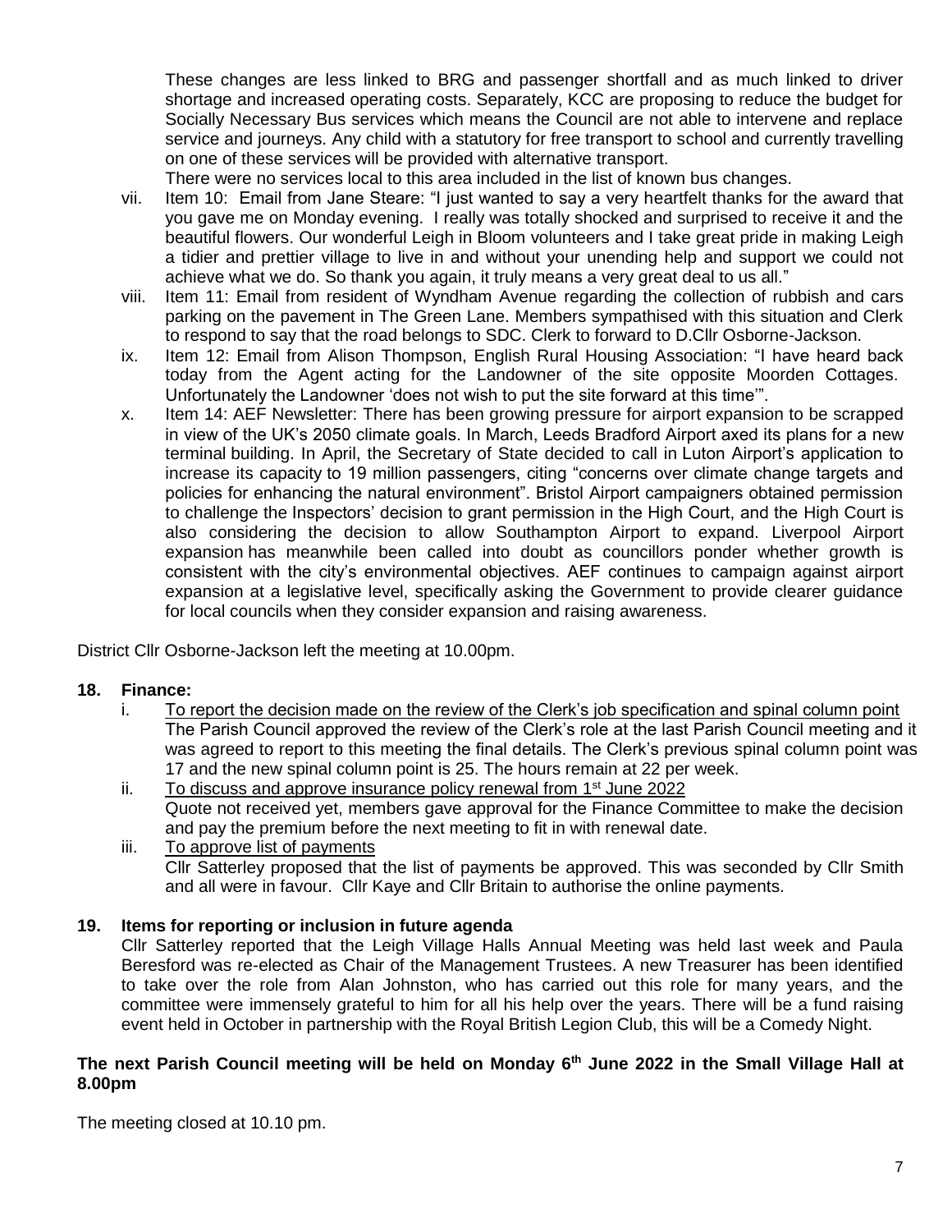These changes are less linked to BRG and passenger shortfall and as much linked to driver shortage and increased operating costs. Separately, KCC are proposing to reduce the budget for Socially Necessary Bus services which means the Council are not able to intervene and replace service and journeys. Any child with a statutory for free transport to school and currently travelling on one of these services will be provided with alternative transport.

There were no services local to this area included in the list of known bus changes.

vii. Item 10: Email from Jane Steare: "I just wanted to say a very heartfelt thanks for the award that you gave me on Monday evening. I really was totally shocked and surprised to receive it and the beautiful flowers. Our wonderful Leigh in Bloom volunteers and I take great pride in making Leigh a tidier and prettier village to live in and without your unending help and support we could not achieve what we do. So thank you again, it truly means a very great deal to us all."

viii. Item 11: Email from resident of Wyndham Avenue regarding the collection of rubbish and cars parking on the pavement in The Green Lane. Members sympathised with this situation and Clerk to respond to say that the road belongs to SDC. Clerk to forward to D.Cllr Osborne-Jackson.

ix. Item 12: Email from Alison Thompson, English Rural Housing Association: "I have heard back today from the Agent acting for the Landowner of the site opposite Moorden Cottages. Unfortunately the Landowner 'does not wish to put the site forward at this time'".

x. Item 14: AEF Newsletter: There has been growing pressure for airport expansion to be scrapped in view of the UK's 2050 climate goals. In March, Leeds Bradford Airport axed its plans for a new terminal building. In April, the Secretary of State decided to call in Luton Airport's application to increase its capacity to 19 million passengers, citing "concerns over climate change targets and policies for enhancing the natural environment". Bristol Airport campaigners obtained permission to challenge the Inspectors' decision to grant permission in the High Court, and the High Court is also considering the decision to allow Southampton Airport to expand. Liverpool Airport expansion has meanwhile been called into doubt as councillors ponder whether growth is consistent with the city's environmental objectives. AEF continues to campaign against airport expansion at a legislative level, specifically asking the Government to provide clearer guidance for local councils when they consider expansion and raising awareness.

District Cllr Osborne-Jackson left the meeting at 10.00pm.

## 18. Finance:

i. <u>To report the decision made on the review of the Clerk's job specification and spinal column point</u>
The Parish Council approved the review of the Clerk's role at the last Parish Council meeting and it was agreed to report to this meeting the final details. The Clerk's previous spinal column point was 17 and the new spinal column point is 25. The hours remain at 22 per week.

ii. <u>To discuss and approve insurance policy renewal from 1st June 2022</u>
Quote not received yet, members gave approval for the Finance Committee to make the decision and pay the premium before the next meeting to fit in with renewal date.

iii. <u>To approve list of payments</u>
Cllr Satterley proposed that the list of payments be approved. This was seconded by Cllr Smith and all were in favour. Cllr Kaye and Cllr Britain to authorise the online payments.

## 19. Items for reporting or inclusion in future agenda

Cllr Satterley reported that the Leigh Village Halls Annual Meeting was held last week and Paula Beresford was re-elected as Chair of the Management Trustees. A new Treasurer has been identified to take over the role from Alan Johnston, who has carried out this role for many years, and the committee were immensely grateful to him for all his help over the years. There will be a fund raising event held in October in partnership with the Royal British Legion Club, this will be a Comedy Night.

**The next Parish Council meeting will be held on Monday 6th June 2022 in the Small Village Hall at 8.00pm**

The meeting closed at 10.10 pm.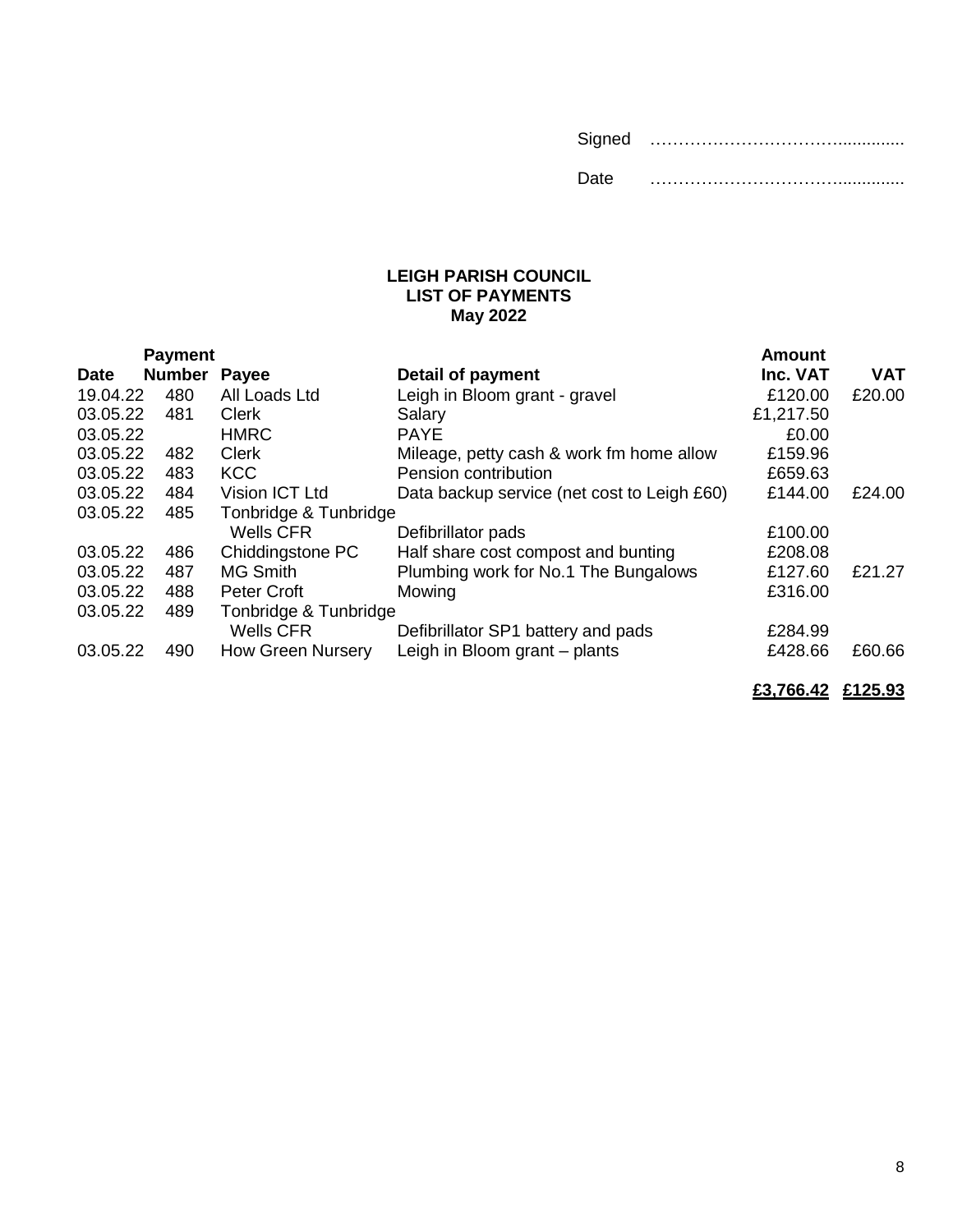Signed ………………………………............

Date ………………………………............

**LEIGH PARISH COUNCIL**
**LIST OF PAYMENTS**
**May 2022**

| Date | Payment Number | Payee | Detail of payment | Amount Inc. VAT | VAT |
|---|---|---|---|---|---|
| 19.04.22 | 480 | All Loads Ltd | Leigh in Bloom grant - gravel | £120.00 | £20.00 |
| 03.05.22 | 481 | Clerk | Salary | £1,217.50 | |
| 03.05.22 | | HMRC | PAYE | £0.00 | |
| 03.05.22 | 482 | Clerk | Mileage, petty cash & work fm home allow | £159.96 | |
| 03.05.22 | 483 | KCC | Pension contribution | £659.63 | |
| 03.05.22 | 484 | Vision ICT Ltd | Data backup service (net cost to Leigh £60) | £144.00 | £24.00 |
| 03.05.22 | 485 | Tonbridge & Tunbridge Wells CFR | Defibrillator pads | £100.00 | |
| 03.05.22 | 486 | Chiddingstone PC | Half share cost compost and bunting | £208.08 | |
| 03.05.22 | 487 | MG Smith | Plumbing work for No.1 The Bungalows | £127.60 | £21.27 |
| 03.05.22 | 488 | Peter Croft | Mowing | £316.00 | |
| 03.05.22 | 489 | Tonbridge & Tunbridge Wells CFR | Defibrillator SP1 battery and pads | £284.99 | |
| 03.05.22 | 490 | How Green Nursery | Leigh in Bloom grant – plants | £428.66 | £60.66 |
| | | | | **£3,766.42** | **£125.93** |